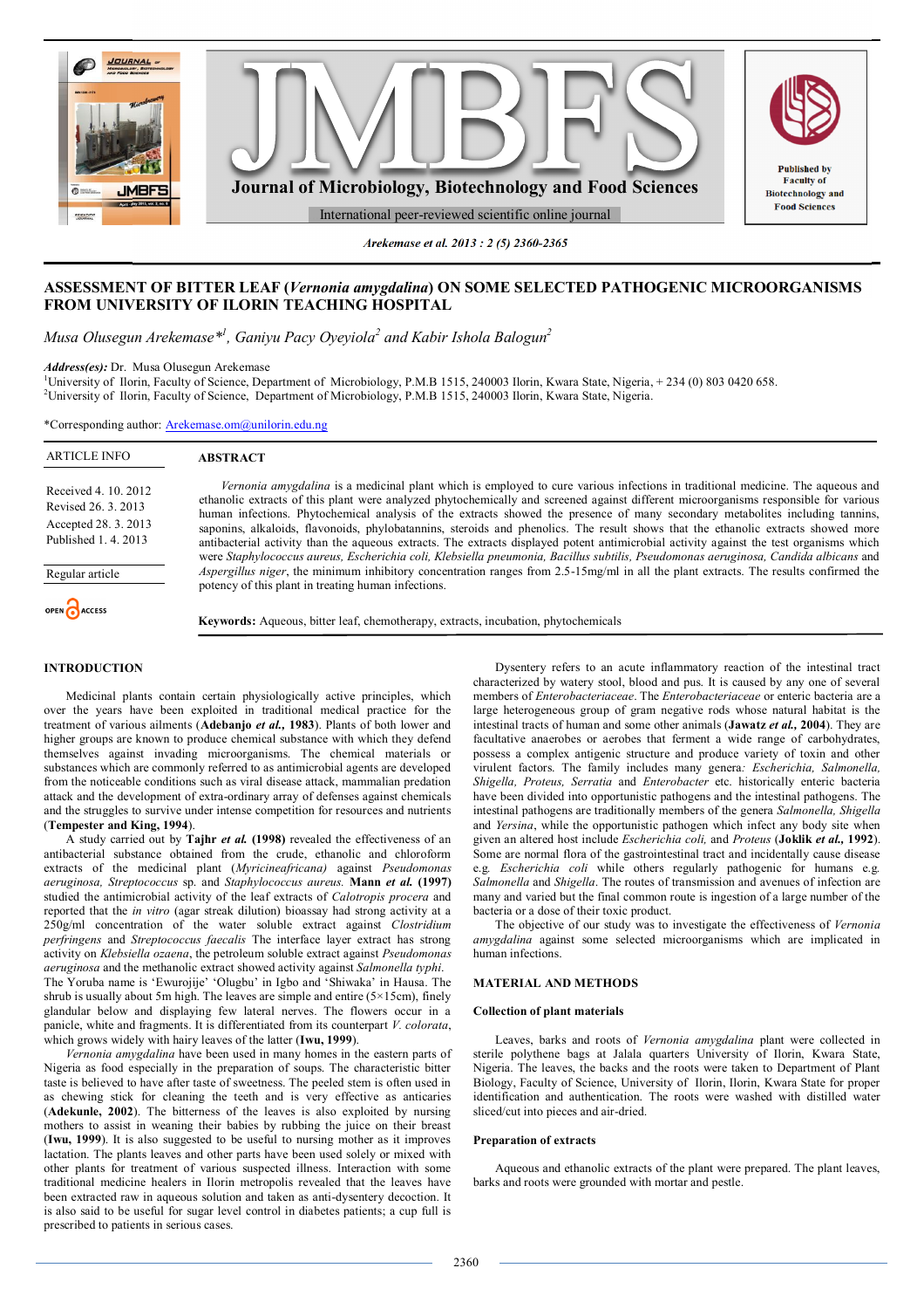# ASSESSMENT OF BITTER LEAF (*Vernonia amygdalina*) ON SOME SELECTED PATHOGENIC MICROORGANISMS FROM UNIVERSITY OF ILORIN TEACHING HOSPITAL

*Musa Olusegun Arekemase*[*1], Ganiyu Pacy Oyeyiola[2] and Kabir Ishola Balogun[2]*

***Address(es):*** Dr. Musa Olusegun Arekemase
[1]University of Ilorin, Faculty of Science, Department of Microbiology, P.M.B 1515, 240003 Ilorin, Kwara State, Nigeria, + 234 (0) 803 0420 658.
[2]University of Ilorin, Faculty of Science, Department of Microbiology, P.M.B 1515, 240003 Ilorin, Kwara State, Nigeria.

*Corresponding author: Arekemase.om@unilorin.edu.ng

| ARTICLE INFO |
|---|
| Received 4. 10. 2012 |
| Revised 26. 3. 2013 |
| Accepted 28. 3. 2013 |
| Published 1. 4. 2013 |
| Regular article |

OPEN ACCESS

## ABSTRACT

*Vernonia amygdalina* is a medicinal plant which is employed to cure various infections in traditional medicine. The aqueous and ethanolic extracts of this plant were analyzed phytochemically and screened against different microorganisms responsible for various human infections. Phytochemical analysis of the extracts showed the presence of many secondary metabolites including tannins, saponins, alkaloids, flavonoids, phlobatannins, steroids and phenolics. The result shows that the ethanolic extracts showed more antibacterial activity than the aqueous extracts. The extracts displayed potent antimicrobial activity against the test organisms which were *Staphylococcus aureus, Escherichia coli, Klebsiella pneumonia, Bacillus subtilis, Pseudomonas aeruginosa, Candida albicans* and *Aspergillus niger*, the minimum inhibitory concentration ranges from 2.5-15mg/ml in all the plant extracts. The results confirmed the potency of this plant in treating human infections.

**Keywords:** Aqueous, bitter leaf, chemotherapy, extracts, incubation, phytochemicals

## INTRODUCTION

Medicinal plants contain certain physiologically active principles, which over the years have been exploited in traditional medical practice for the treatment of various ailments (**Adebanjo *et al.,* 1983**). Plants of both lower and higher groups are known to produce chemical substance with which they defend themselves against invading microorganisms. The chemical materials or substances which are commonly referred to as antimicrobial agents are developed from the noticeable conditions such as viral disease attack, mammalian predation attack and the development of extra-ordinary array of defenses against chemicals and the struggles to survive under intense competition for resources and nutrients (**Tempester and King, 1994**).

A study carried out by **Tajhr *et al.* (1998)** revealed the effectiveness of an antibacterial substance obtained from the crude, ethanolic and chloroform extracts of the medicinal plant (*Myricineafricana)* against *Pseudomonas aeruginosa, Streptococcus* sp. and *Staphylococcus aureus.* **Mann *et al.* (1997)** studied the antimicrobial activity of the leaf extracts of *Calotropis procera* and reported that the *in vitro* (agar streak dilution) bioassay had strong activity at a 250g/ml concentration of the water soluble extract against *Clostridium perfringens* and *Streptococcus faecalis* The interface layer extract has strong activity on *Klebsiella ozaena*, the petroleum soluble extract against *Pseudomonas aeruginosa* and the methanolic extract showed activity against *Salmonella typhi*. The Yoruba name is 'Ewurojije' 'Olugbu' in Igbo and 'Shiwaka' in Hausa. The shrub is usually about 5m high. The leaves are simple and entire (5×15cm), finely glandular below and displaying few lateral nerves. The flowers occur in a panicle, white and fragments. It is differentiated from its counterpart *V. colorata*, which grows widely with hairy leaves of the latter (**Iwu, 1999**).

*Vernonia amygdalina* have been used in many homes in the eastern parts of Nigeria as food especially in the preparation of soups. The characteristic bitter taste is believed to have after taste of sweetness. The peeled stem is often used in as chewing stick for cleaning the teeth and is very effective as anticaries (**Adekunle, 2002**). The bitterness of the leaves is also exploited by nursing mothers to assist in weaning their babies by rubbing the juice on their breast (**Iwu, 1999**). It is also suggested to be useful to nursing mother as it improves lactation. The plants leaves and other parts have been used solely or mixed with other plants for treatment of various suspected illness. Interaction with some traditional medicine healers in Ilorin metropolis revealed that the leaves have been extracted raw in aqueous solution and taken as anti-dysentery decoction. It is also said to be useful for sugar level control in diabetes patients; a cup full is prescribed to patients in serious cases.

Dysentery refers to an acute inflammatory reaction of the intestinal tract characterized by watery stool, blood and pus. It is caused by any one of several members of *Enterobacteriaceae*. The *Enterobacteriaceae* or enteric bacteria are a large heterogeneous group of gram negative rods whose natural habitat is the intestinal tracts of human and some other animals (**Jawatz *et al.,* 2004**). They are facultative anaerobes or aerobes that ferment a wide range of carbohydrates, possess a complex antigenic structure and produce variety of toxin and other virulent factors. The family includes many genera*: Escherichia, Salmonella, Shigella, Proteus, Serratia* and *Enterobacter* etc. historically enteric bacteria have been divided into opportunistic pathogens and the intestinal pathogens. The intestinal pathogens are traditionally members of the genera *Salmonella, Shigella* and *Yersina*, while the opportunistic pathogen which infect any body site when given an altered host include *Escherichia coli,* and *Proteus* (**Joklik *et al.,* 1992**). Some are normal flora of the gastrointestinal tract and incidentally cause disease e.g. *Escherichia coli* while others regularly pathogenic for humans e.g. *Salmonella* and *Shigella*. The routes of transmission and avenues of infection are many and varied but the final common route is ingestion of a large number of the bacteria or a dose of their toxic product.

The objective of our study was to investigate the effectiveness of *Vernonia amygdalina* against some selected microorganisms which are implicated in human infections.

## MATERIAL AND METHODS

### Collection of plant materials

Leaves, barks and roots of *Vernonia amygdalina* plant were collected in sterile polythene bags at Jalala quarters University of Ilorin, Kwara State, Nigeria. The leaves, the backs and the roots were taken to Department of Plant Biology, Faculty of Science, University of Ilorin, Ilorin, Kwara State for proper identification and authentication. The roots were washed with distilled water sliced/cut into pieces and air-dried.

### Preparation of extracts

Aqueous and ethanolic extracts of the plant were prepared. The plant leaves, barks and roots were grounded with mortar and pestle.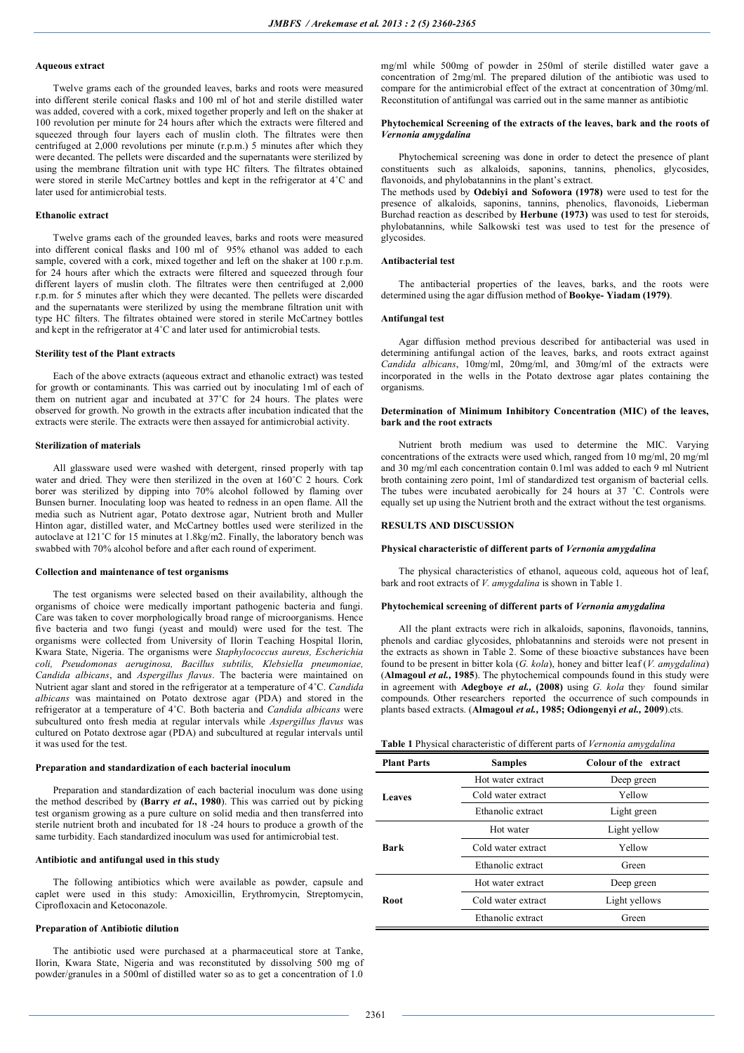#### Aqueous extract

Twelve grams each of the grounded leaves, barks and roots were measured into different sterile conical flasks and 100 ml of hot and sterile distilled water was added, covered with a cork, mixed together properly and left on the shaker at 100 revolution per minute for 24 hours after which the extracts were filtered and squeezed through four layers each of muslin cloth. The filtrates were then centrifuged at 2,000 revolutions per minute (r.p.m.) 5 minutes after which they were decanted. The pellets were discarded and the supernatants were sterilized by using the membrane filtration unit with type HC filters. The filtrates obtained were stored in sterile McCartney bottles and kept in the refrigerator at 4˚C and later used for antimicrobial tests.

#### Ethanolic extract

Twelve grams each of the grounded leaves, barks and roots were measured into different conical flasks and 100 ml of 95% ethanol was added to each sample, covered with a cork, mixed together and left on the shaker at 100 r.p.m. for 24 hours after which the extracts were filtered and squeezed through four different layers of muslin cloth. The filtrates were then centrifuged at 2,000 r.p.m. for 5 minutes after which they were decanted. The pellets were discarded and the supernatants were sterilized by using the membrane filtration unit with type HC filters. The filtrates obtained were stored in sterile McCartney bottles and kept in the refrigerator at 4˚C and later used for antimicrobial tests.

#### Sterility test of the Plant extracts

Each of the above extracts (aqueous extract and ethanolic extract) was tested for growth or contaminants. This was carried out by inoculating 1ml of each of them on nutrient agar and incubated at 37˚C for 24 hours. The plates were observed for growth. No growth in the extracts after incubation indicated that the extracts were sterile. The extracts were then assayed for antimicrobial activity.

#### Sterilization of materials

All glassware used were washed with detergent, rinsed properly with tap water and dried. They were then sterilized in the oven at 160˚C 2 hours. Cork borer was sterilized by dipping into 70% alcohol followed by flaming over Bunsen burner. Inoculating loop was heated to redness in an open flame. All the media such as Nutrient agar, Potato dextrose agar, Nutrient broth and Muller Hinton agar, distilled water, and McCartney bottles used were sterilized in the autoclave at 121˚C for 15 minutes at 1.8kg/m2. Finally, the laboratory bench was swabbed with 70% alcohol before and after each round of experiment.

#### Collection and maintenance of test organisms

The test organisms were selected based on their availability, although the organisms of choice were medically important pathogenic bacteria and fungi. Care was taken to cover morphologically broad range of microorganisms. Hence five bacteria and two fungi (yeast and mould) were used for the test. The organisms were collected from University of Ilorin Teaching Hospital Ilorin, Kwara State, Nigeria. The organisms were *Staphylococcus aureus, Escherichia coli, Pseudomonas aeruginosa, Bacillus subtilis, Klebsiella pneumoniae, Candida albicans*, and *Aspergillus flavus*. The bacteria were maintained on Nutrient agar slant and stored in the refrigerator at a temperature of 4˚C. *Candida albicans* was maintained on Potato dextrose agar (PDA) and stored in the refrigerator at a temperature of 4˚C. Both bacteria and *Candida albicans* were subcultured onto fresh media at regular intervals while *Aspergillus flavus* was cultured on Potato dextrose agar (PDA) and subcultured at regular intervals until it was used for the test.

#### Preparation and standardization of each bacterial inoculum

Preparation and standardization of each bacterial inoculum was done using the method described by **(Barry *et al*., 1980)**. This was carried out by picking test organism growing as a pure culture on solid media and then transferred into sterile nutrient broth and incubated for 18 -24 hours to produce a growth of the same turbidity. Each standardized inoculum was used for antimicrobial test.

#### Antibiotic and antifungal used in this study

The following antibiotics which were available as powder, capsule and caplet were used in this study: Amoxicillin, Erythromycin, Streptomycin, Ciprofloxacin and Ketoconazole.

#### Preparation of Antibiotic dilution

The antibiotic used were purchased at a pharmaceutical store at Tanke, Ilorin, Kwara State, Nigeria and was reconstituted by dissolving 500 mg of powder/granules in a 500ml of distilled water so as to get a concentration of 1.0 mg/ml while 500mg of powder in 250ml of sterile distilled water gave a concentration of 2mg/ml. The prepared dilution of the antibiotic was used to compare for the antimicrobial effect of the extract at concentration of 30mg/ml. Reconstitution of antifungal was carried out in the same manner as antibiotic

#### Phytochemical Screening of the extracts of the leaves, bark and the roots of *Vernonia amygdalina*

Phytochemical screening was done in order to detect the presence of plant constituents such as alkaloids, saponins, tannins, phenolics, glycosides, flavonoids, and phylobatannins in the plant's extract.
The methods used by **Odebiyi and Sofowora (1978)** were used to test for the presence of alkaloids, saponins, tannins, phenolics, flavonoids, Lieberman Burchad reaction as described by **Herbune (1973)** was used to test for steroids, phylobatannins, while Salkowski test was used to test for the presence of glycosides.

#### Antibacterial test

The antibacterial properties of the leaves, barks, and the roots were determined using the agar diffusion method of **Bookye- Yiadam (1979)**.

#### Antifungal test

Agar diffusion method previous described for antibacterial was used in determining antifungal action of the leaves, barks, and roots extract against *Candida albicans*, 10mg/ml, 20mg/ml, and 30mg/ml of the extracts were incorporated in the wells in the Potato dextrose agar plates containing the organisms.

#### Determination of Minimum Inhibitory Concentration (MIC) of the leaves, bark and the root extracts

Nutrient broth medium was used to determine the MIC. Varying concentrations of the extracts were used which, ranged from 10 mg/ml, 20 mg/ml and 30 mg/ml each concentration contain 0.1ml was added to each 9 ml Nutrient broth containing zero point, 1ml of standardized test organism of bacterial cells. The tubes were incubated aerobically for 24 hours at 37 ˚C. Controls were equally set up using the Nutrient broth and the extract without the test organisms.

## RESULTS AND DISCUSSION

#### Physical characteristic of different parts of *Vernonia amygdalina*

The physical characteristics of ethanol, aqueous cold, aqueous hot of leaf, bark and root extracts of *V. amygdalina* is shown in Table 1.

#### Phytochemical screening of different parts of *Vernonia amygdalina*

All the plant extracts were rich in alkaloids, saponins, flavonoids, tannins, phenols and cardiac glycosides, phlobatannins and steroids were not present in the extracts as shown in Table 2. Some of these bioactive substances have been found to be present in bitter kola (*G. kola*), honey and bitter leaf (*V. amygdalina*) (**Almagoul *et al.*, 1985**). The phytochemical compounds found in this study were in agreement with **Adegboye *et al.*, (2008)** using *G. kola* they found similar compounds. Other researchers reported the occurrence of such compounds in plants based extracts. (**Almagoul *et al.*, 1985; Odiongenyi *et al.*, 2009**).cts.

**Table 1** Physical characteristic of different parts of *Vernonia amygdalina*

| Plant Parts | Samples | Colour of the extract |
|---|---|---|
| Leaves | Hot water extract | Deep green |
| | Cold water extract | Yellow |
| | Ethanolic extract | Light green |
| Bark | Hot water | Light yellow |
| | Cold water extract | Yellow |
| | Ethanolic extract | Green |
| Root | Hot water extract | Deep green |
| | Cold water extract | Light yellows |
| | Ethanolic extract | Green |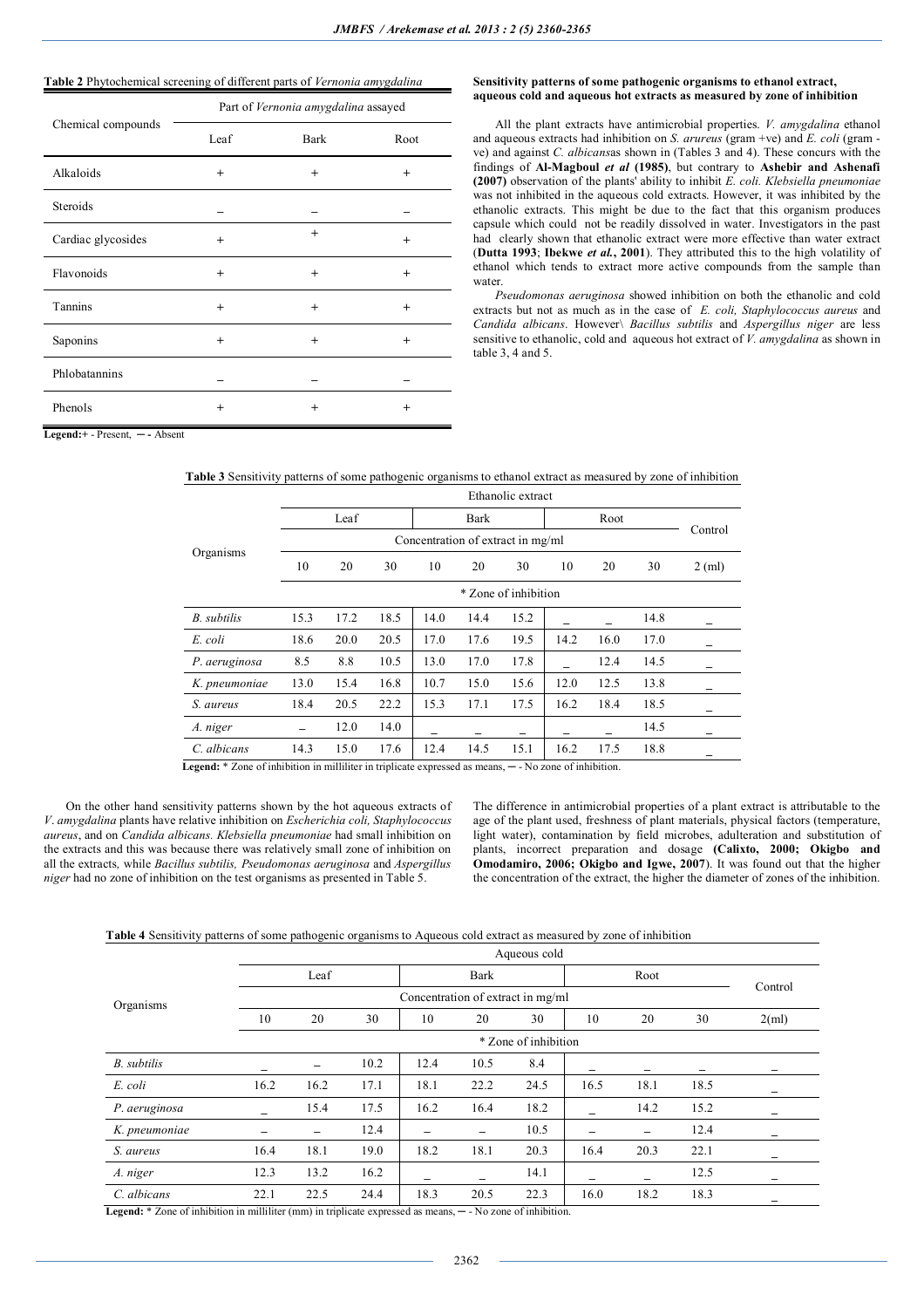**Table 2** Phytochemical screening of different parts of *Vernonia amygdalina*

| Chemical compounds | Part of *Vernonia amygdalina* assayed | | |
|---|---|---|---|
| | Leaf | Bark | Root |
| Alkaloids | + | + | + |
| Steroids | – | – | – |
| Cardiac glycosides | + | + | + |
| Flavonoids | + | + | + |
| Tannins | + | + | + |
| Saponins | + | + | + |
| Phlobatannins | – | – | – |
| Phenols | + | + | + |

**Legend:** + - Present, ─ - Absent

**Sensitivity patterns of some pathogenic organisms to ethanol extract, aqueous cold and aqueous hot extracts as measured by zone of inhibition**

All the plant extracts have antimicrobial properties. *V. amygdalina* ethanol and aqueous extracts had inhibition on *S. arureus* (gram +ve) and *E. coli* (gram -ve) and against *C. albicans*as shown in (Tables 3 and 4). These concurs with the findings of **Al-Magboul *et al* (1985)**, but contrary to **Ashebir and Ashenafi (2007)** observation of the plants' ability to inhibit *E. coli. Klebsiella pneumoniae* was not inhibited in the aqueous cold extracts. However, it was inhibited by the ethanolic extracts. This might be due to the fact that this organism produces capsule which could not be readily dissolved in water. Investigators in the past had clearly shown that ethanolic extract were more effective than water extract (**Dutta 1993**; **Ibekwe *et al.*, 2001**). They attributed this to the high volatility of ethanol which tends to extract more active compounds from the sample than water.

*Pseudomonas aeruginosa* showed inhibition on both the ethanolic and cold extracts but not as much as in the case of *E. coli, Staphylococcus aureus* and *Candida albicans*. However\ *Bacillus subtilis* and *Aspergillus niger* are less sensitive to ethanolic, cold and aqueous hot extract of *V. amygdalina* as shown in table 3, 4 and 5.

**Table 3** Sensitivity patterns of some pathogenic organisms to ethanol extract as measured by zone of inhibition

| Organisms | Ethanolic extract | | | | | | | | | |
|---|---|---|---|---|---|---|---|---|---|---|
| | Leaf | | | Bark | | | Root | | | Control |
| | Concentration of extract in mg/ml | | | | | | | | | |
| | 10 | 20 | 30 | 10 | 20 | 30 | 10 | 20 | 30 | 2 (ml) |
| | * Zone of inhibition | | | | | | | | | |
| *B. subtilis* | 15.3 | 17.2 | 18.5 | 14.0 | 14.4 | 15.2 | – | – | 14.8 | – |
| *E. coli* | 18.6 | 20.0 | 20.5 | 17.0 | 17.6 | 19.5 | 14.2 | 16.0 | 17.0 | – |
| *P. aeruginosa* | 8.5 | 8.8 | 10.5 | 13.0 | 17.0 | 17.8 | – | 12.4 | 14.5 | – |
| *K. pneumoniae* | 13.0 | 15.4 | 16.8 | 10.7 | 15.0 | 15.6 | 12.0 | 12.5 | 13.8 | – |
| *S. aureus* | 18.4 | 20.5 | 22.2 | 15.3 | 17.1 | 17.5 | 16.2 | 18.4 | 18.5 | – |
| *A. niger* | – | 12.0 | 14.0 | – | – | – | – | – | 14.5 | – |
| *C. albicans* | 14.3 | 15.0 | 17.6 | 12.4 | 14.5 | 15.1 | 16.2 | 17.5 | 18.8 | – |

**Legend:** * Zone of inhibition in milliliter in triplicate expressed as means, ─ - No zone of inhibition.

On the other hand sensitivity patterns shown by the hot aqueous extracts of *V*. *amygdalina* plants have relative inhibition on *Escherichia coli, Staphylococcus aureus*, and on *Candida albicans*. *Klebsiella pneumoniae* had small inhibition on the extracts and this was because there was relatively small zone of inhibition on all the extracts, while *Bacillus subtilis, Pseudomonas aeruginosa* and *Aspergillus niger* had no zone of inhibition on the test organisms as presented in Table 5.

The difference in antimicrobial properties of a plant extract is attributable to the age of the plant used, freshness of plant materials, physical factors (temperature, light water), contamination by field microbes, adulteration and substitution of plants, incorrect preparation and dosage **(Calixto, 2000; Okigbo and Omodamiro, 2006; Okigbo and Igwe, 2007**). It was found out that the higher the concentration of the extract, the higher the diameter of zones of the inhibition.

**Table 4** Sensitivity patterns of some pathogenic organisms to Aqueous cold extract as measured by zone of inhibition

| Organisms | Aqueous cold | | | | | | | | | |
|---|---|---|---|---|---|---|---|---|---|---|
| | Leaf | | | Bark | | | Root | | | Control |
| | Concentration of extract in mg/ml | | | | | | | | | |
| | 10 | 20 | 30 | 10 | 20 | 30 | 10 | 20 | 30 | 2(ml) |
| | * Zone of inhibition | | | | | | | | | |
| *B. subtilis* | – | – | 10.2 | 12.4 | 10.5 | 8.4 | – | – | – | – |
| *E. coli* | 16.2 | 16.2 | 17.1 | 18.1 | 22.2 | 24.5 | 16.5 | 18.1 | 18.5 | – |
| *P. aeruginosa* | – | 15.4 | 17.5 | 16.2 | 16.4 | 18.2 | – | 14.2 | 15.2 | – |
| *K. pneumoniae* | – | – | 12.4 | – | – | 10.5 | – | – | 12.4 | – |
| *S. aureus* | 16.4 | 18.1 | 19.0 | 18.2 | 18.1 | 20.3 | 16.4 | 20.3 | 22.1 | – |
| *A. niger* | 12.3 | 13.2 | 16.2 | – | – | 14.1 | – | – | 12.5 | – |
| *C. albicans* | 22.1 | 22.5 | 24.4 | 18.3 | 20.5 | 22.3 | 16.0 | 18.2 | 18.3 | – |

**Legend:** * Zone of inhibition in milliliter (mm) in triplicate expressed as means, ─ - No zone of inhibition.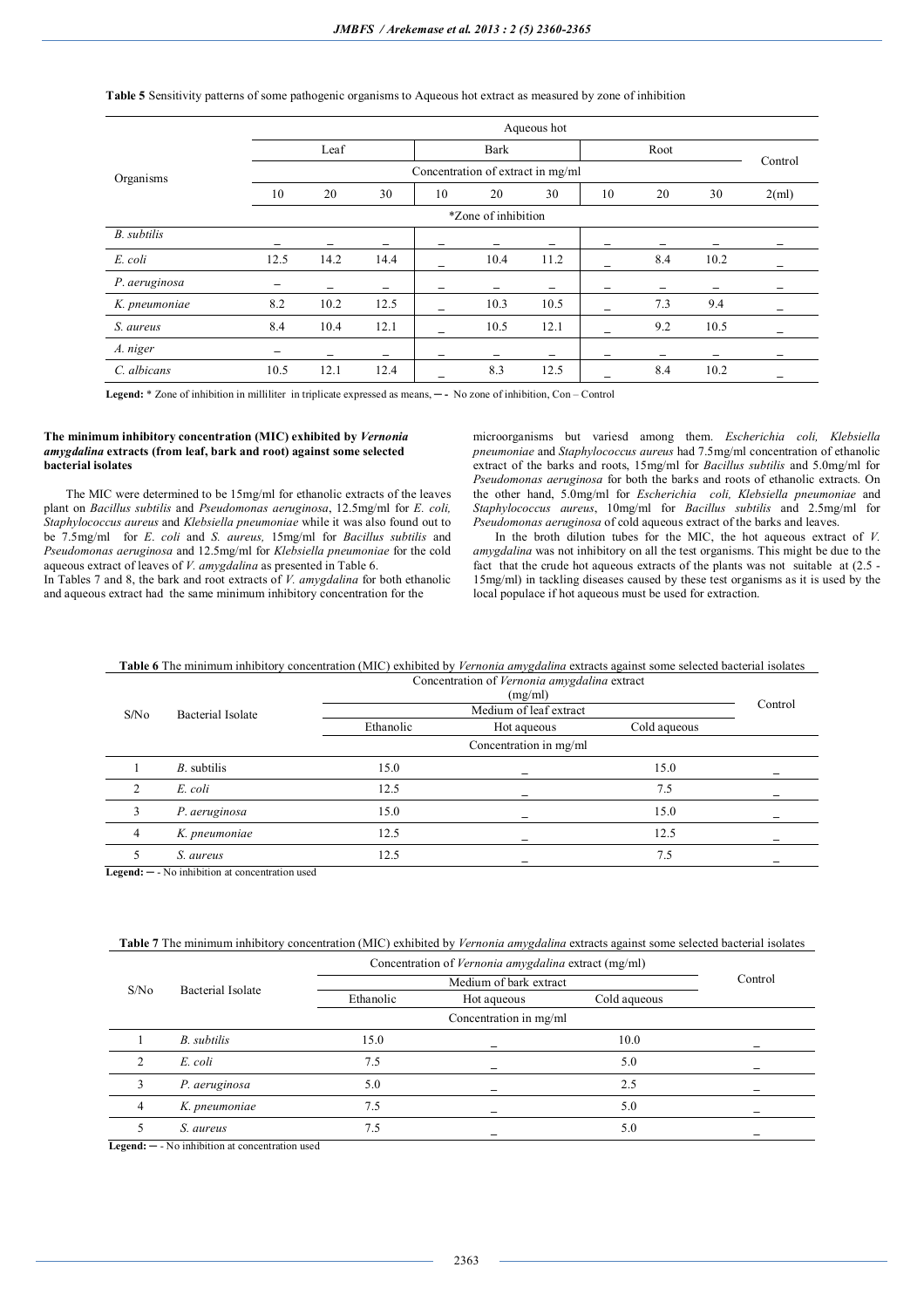**Table 5** Sensitivity patterns of some pathogenic organisms to Aqueous hot extract as measured by zone of inhibition

| Organisms | Aqueous hot | | | | | | | | | |
|---|---|---|---|---|---|---|---|---|---|---|
| | Leaf | | | Bark | | | Root | | | Control |
| | Concentration of extract in mg/ml | | | | | | | | | |
| | 10 | 20 | 30 | 10 | 20 | 30 | 10 | 20 | 30 | 2(ml) |
| | *Zone of inhibition | | | | | | | | | |
| *B. subtilis* | – | – | – | – | – | – | – | – | – | – |
| *E. coli* | 12.5 | 14.2 | 14.4 | – | 10.4 | 11.2 | – | 8.4 | 10.2 | – |
| *P. aeruginosa* | – | – | – | – | – | – | – | – | – | – |
| *K. pneumoniae* | 8.2 | 10.2 | 12.5 | – | 10.3 | 10.5 | – | 7.3 | 9.4 | – |
| *S. aureus* | 8.4 | 10.4 | 12.1 | – | 10.5 | 12.1 | – | 9.2 | 10.5 | – |
| *A. niger* | – | – | – | – | – | – | – | – | – | – |
| *C. albicans* | 10.5 | 12.1 | 12.4 | – | 8.3 | 12.5 | – | 8.4 | 10.2 | – |

**Legend:** * Zone of inhibition in milliliter in triplicate expressed as means, ─ - No zone of inhibition, Con – Control

**The minimum inhibitory concentration (MIC) exhibited by *Vernonia amygdalina* extracts (from leaf, bark and root) against some selected bacterial isolates**

The MIC were determined to be 15mg/ml for ethanolic extracts of the leaves plant on *Bacillus subtilis* and *Pseudomonas aeruginosa*, 12.5mg/ml for *E. coli, Staphylococcus aureus* and *Klebsiella pneumoniae* while it was also found out to be 7.5mg/ml for *E. coli* and *S. aureus,* 15mg/ml for *Bacillus subtilis* and *Pseudomonas aeruginosa* and 12.5mg/ml for *Klebsiella pneumoniae* for the cold aqueous extract of leaves of *V. amygdalina* as presented in Table 6.

In Tables 7 and 8, the bark and root extracts of *V. amygdalina* for both ethanolic and aqueous extract had the same minimum inhibitory concentration for the microorganisms but variesd among them. *Escherichia coli, Klebsiella pneumoniae* and *Staphylococcus aureus* had 7.5mg/ml concentration of ethanolic extract of the barks and roots, 15mg/ml for *Bacillus subtilis* and 5.0mg/ml for *Pseudomonas aeruginosa* for both the barks and roots of ethanolic extracts. On the other hand, 5.0mg/ml for *Escherichia coli, Klebsiella pneumoniae* and *Staphylococcus aureus*, 10mg/ml for *Bacillus subtilis* and 2.5mg/ml for *Pseudomonas aeruginosa* of cold aqueous extract of the barks and leaves.

In the broth dilution tubes for the MIC, the hot aqueous extract of *V. amygdalina* was not inhibitory on all the test organisms. This might be due to the fact that the crude hot aqueous extracts of the plants was not suitable at (2.5 - 15mg/ml) in tackling diseases caused by these test organisms as it is used by the local populace if hot aqueous must be used for extraction.

**Table 6** The minimum inhibitory concentration (MIC) exhibited by *Vernonia amygdalina* extracts against some selected bacterial isolates

| S/No | Bacterial Isolate | Concentration of *Vernonia amygdalina* extract (mg/ml) | | | Control |
|---|---|---|---|---|---|
| | | Medium of leaf extract | | | |
| | | Ethanolic | Hot aqueous | Cold aqueous | |
| | | Concentration in mg/ml | | | |
| 1 | *B.* subtilis | 15.0 | – | 15.0 | – |
| 2 | *E. coli* | 12.5 | – | 7.5 | – |
| 3 | *P. aeruginosa* | 15.0 | – | 15.0 | – |
| 4 | *K. pneumoniae* | 12.5 | – | 12.5 | – |
| 5 | *S. aureus* | 12.5 | – | 7.5 | – |

**Legend:** ─ - No inhibition at concentration used

**Table 7** The minimum inhibitory concentration (MIC) exhibited by *Vernonia amygdalina* extracts against some selected bacterial isolates

| S/No | Bacterial Isolate | Concentration of *Vernonia amygdalina* extract (mg/ml) | | | Control |
|---|---|---|---|---|---|
| | | Medium of bark extract | | | |
| | | Ethanolic | Hot aqueous | Cold aqueous | |
| | | Concentration in mg/ml | | | |
| 1 | *B. subtilis* | 15.0 | – | 10.0 | – |
| 2 | *E. coli* | 7.5 | – | 5.0 | – |
| 3 | *P. aeruginosa* | 5.0 | – | 2.5 | – |
| 4 | *K. pneumoniae* | 7.5 | – | 5.0 | – |
| 5 | *S. aureus* | 7.5 | – | 5.0 | – |

**Legend:** ─ - No inhibition at concentration used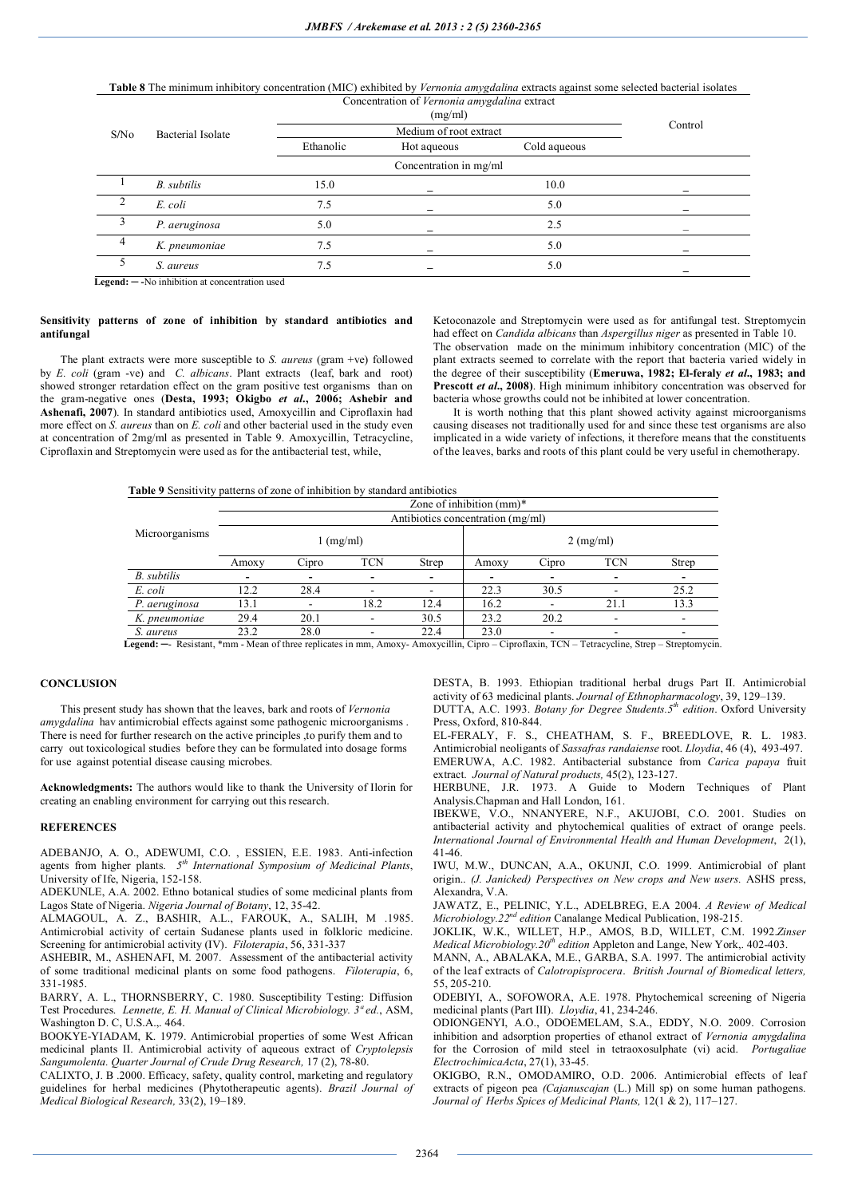**Table 8** The minimum inhibitory concentration (MIC) exhibited by *Vernonia amygdalina* extracts against some selected bacterial isolates

| S/No | Bacterial Isolate | Concentration of *Vernonia amygdalina* extract (mg/ml) | | | Control |
|---|---|---|---|---|---|
| | | Medium of root extract | | | |
| | | Ethanolic | Hot aqueous | Cold aqueous | |
| | | Concentration in mg/ml | | | |
| 1 | *B. subtilis* | 15.0 | _ | 10.0 | _ |
| 2 | *E. coli* | 7.5 | _ | 5.0 | _ |
| 3 | *P. aeruginosa* | 5.0 | _ | 2.5 | _ |
| 4 | *K. pneumoniae* | 7.5 | _ | 5.0 | _ |
| 5 | *S. aureus* | 7.5 | _ | 5.0 | _ |

**Legend:** ─ -No inhibition at concentration used

### Sensitivity patterns of zone of inhibition by standard antibiotics and antifungal

The plant extracts were more susceptible to *S. aureus* (gram +ve) followed by *E. coli* (gram -ve) and *C. albicans*. Plant extracts (leaf, bark and root) showed stronger retardation effect on the gram positive test organisms than on the gram-negative ones (**Desta, 1993; Okigbo *et al*., 2006; Ashebir and Ashenafi, 2007**). In standard antibiotics used, Amoxycillin and Ciprofloxacin had more effect on *S. aureus* than on *E. coli* and other bacterial used in the study even at concentration of 2mg/ml as presented in Table 9. Amoxycillin, Tetracycline, Ciproflaxin and Streptomycin were used as for the antibacterial test, while, Ketoconazole and Streptomycin were used as for antifungal test. Streptomycin had effect on *Candida albicans* than *Aspergillus niger* as presented in Table 10. The observation made on the minimum inhibitory concentration (MIC) of the plant extracts seemed to correlate with the report that bacteria varied widely in the degree of their susceptibility (**Emeruwa, 1982; El-feraly *et al*., 1983; and Prescott *et al*., 2008**). High minimum inhibitory concentration was observed for bacteria whose growths could not be inhibited at lower concentration.

It is worth nothing that this plant showed activity against test microorganisms causing diseases not traditionally used for and since these test organisms are also implicated in a wide variety of infections, it therefore means that the constituents of the leaves, barks and roots of this plant could be very useful in chemotherapy.

**Table 9** Sensitivity patterns of zone of inhibition by standard antibiotics

| Microorganisms | Zone of inhibition (mm)* | | | | | | | |
|---|---|---|---|---|---|---|---|---|
| | Antibiotics concentration (mg/ml) | | | | | | | |
| | 1 (mg/ml) | | | | 2 (mg/ml) | | | |
| | Amoxy | Cipro | TCN | Strep | Amoxy | Cipro | TCN | Strep |
| *B. subtilis* | - | - | - | - | - | - | - | - |
| *E. coli* | 12.2 | 28.4 | - | - | 22.3 | 30.5 | - | 25.2 |
| *P. aeruginosa* | 13.1 | - | 18.2 | 12.4 | 16.2 | - | 21.1 | 13.3 |
| *K. pneumoniae* | 29.4 | 20.1 | - | 30.5 | 23.2 | 20.2 | - | - |
| *S. aureus* | 23.2 | 28.0 | - | 22.4 | 23.0 | - | - | - |

**Legend:** ─- Resistant, *mm - Mean of three replicates in mm, Amoxy- Amoxycillin, Cipro – Ciproflaxin, TCN – Tetracycline, Strep – Streptomycin.

## CONCLUSION

This present study has shown that the leaves, bark and roots of *Vernonia amygdalina* hav antimicrobial effects against some pathogenic microorganisms . There is need for further research on the active principles ,to purify them and to carry out toxicological studies before they can be formulated into dosage forms for use against potential disease causing microbes.

**Acknowledgments:** The authors would like to thank the University of Ilorin for creating an enabling environment for carrying out this research.

## REFERENCES

ADEBANJO, A. O., ADEWUMI, C.O. , ESSIEN, E.E. 1983. Anti-infection agents from higher plants. *5th International Symposium of Medicinal Plants*, University of Ife, Nigeria, 152-158.

ADEKUNLE, A.A. 2002. Ethno botanical studies of some medicinal plants from Lagos State of Nigeria. *Nigeria Journal of Botany*, 12, 35-42.

ALMAGOUL, A. Z., BASHIR, A.L., FAROUK, A., SALIH, M .1985. Antimicrobial activity of certain Sudanese plants used in folkloric medicine. Screening for antimicrobial activity (IV). *Filoterapia*, 56, 331-337

ASHEBIR, M., ASHENAFI, M. 2007. Assessment of the antibacterial activity of some traditional medicinal plants on some food pathogens. *Filoterapia*, 6, 331-1985.

BARRY, A. L., THORNSBERRY, C. 1980. Susceptibility Testing: Diffusion Test Procedures. *Lennette, E. H. Manual of Clinical Microbiology. 3rd ed.*, ASM, Washington D. C, U.S.A.,. 464.

BOOKYE-YIADAM, K. 1979. Antimicrobial properties of some West African medicinal plants II. Antimicrobial activity of aqueous extract of *Cryptolepsis Sangumolenta. Quarter Journal of Crude Drug Research,* 17 (2), 78-80.

CALIXTO, J. B .2000. Efficacy, safety, quality control, marketing and regulatory guidelines for herbal medicines (Phytotherapeutic agents). *Brazil Journal of Medical Biological Research,* 33(2), 19–189.

DESTA, B. 1993. Ethiopian traditional herbal drugs Part II. Antimicrobial activity of 63 medicinal plants. *Journal of Ethnopharmacology*, 39, 129–139.

DUTTA, A.C. 1993. *Botany for Degree Students.5th edition*. Oxford University Press, Oxford, 810-844.

EL-FERALY, F. S., CHEATHAM, S. F., BREEDLOVE, R. L. 1983. Antimicrobial neoligants of *Sassafras randaiense* root. *Lloydia*, 46 (4), 493-497.

EMERUWA, A.C. 1982. Antibacterial substance from *Carica papaya* fruit extract. *Journal of Natural products,* 45(2), 123-127.

HERBUNE, J.R. 1973. A Guide to Modern Techniques of Plant Analysis.Chapman and Hall London, 161.

IBEKWE, V.O., NNANYERE, N.F., AKUJOBI, C.O. 2001. Studies on antibacterial activity and phytochemical qualities of extract of orange peels. *International Journal of Environmental Health and Human Development*, 2(1), 41-46.

IWU, M.W., DUNCAN, A.A., OKUNJI, C.O. 1999. Antimicrobial of plant origin.. *(J. Janicked) Perspectives on New crops and New users.* ASHS press, Alexandra, V.A.

JAWATZ, E., PELINIC, Y.L., ADELBREG, E.A 2004. *A Review of Medical Microbiology.22nd edition* Canalange Medical Publication, 198-215.

JOKLIK, W.K., WILLET, H.P., AMOS, B.D, WILLET, C.M. 1992.*Zinser Medical Microbiology.20th edition* Appleton and Lange, New York,. 402-403.

MANN, A., ABALAKA, M.E., GARBA, S.A. 1997. The antimicrobial activity of the leaf extracts of *Calotropisprocera*. *British Journal of Biomedical letters,* 55, 205-210.

ODEBIYI, A., SOFOWORA, A.E. 1978. Phytochemical screening of Nigeria medicinal plants (Part III). *Lloydia*, 41, 234-246.

ODIONGENYI, A.O., ODOEMELAM, S.A., EDDY, N.O. 2009. Corrosion inhibition and adsorption properties of ethanol extract of *Vernonia amygdalina* for the Corrosion of mild steel in tetraoxosulphate (vi) acid. *Portugaliae ElectrochimicaActa*, 27(1), 33-45.

OKIGBO, R.N., OMODAMIRO, O.D. 2006. Antimicrobial effects of leaf extracts of pigeon pea *(Cajanuscajan* (L.) Mill sp) on some human pathogens. *Journal of Herbs Spices of Medicinal Plants,* 12(1 & 2), 117–127.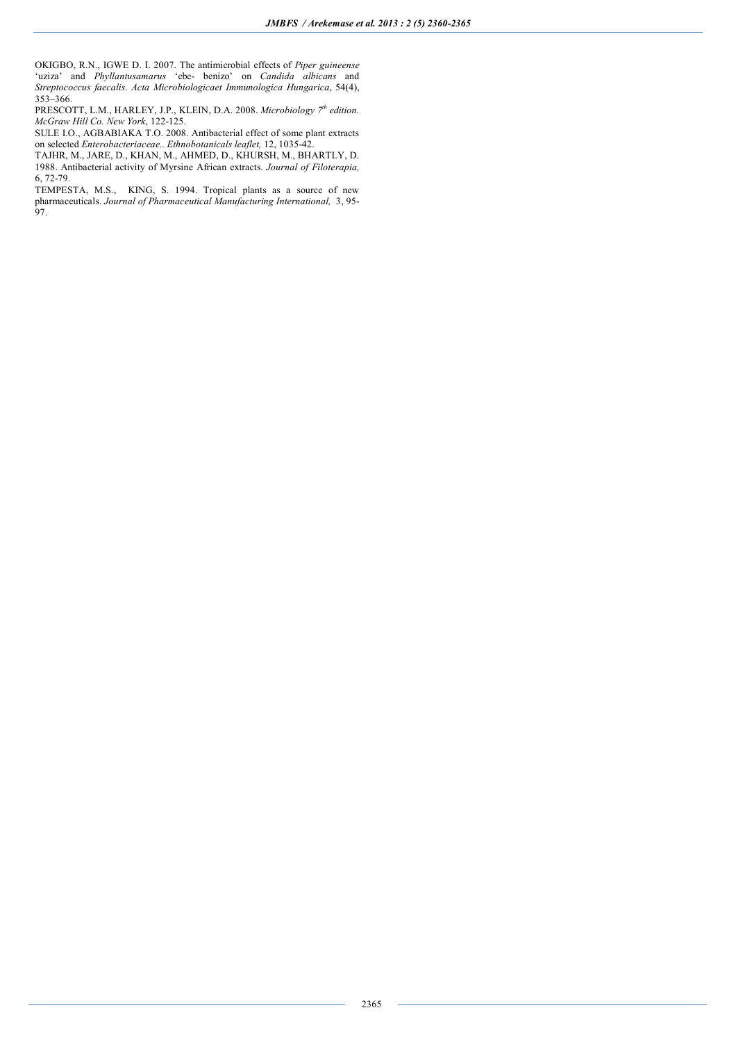OKIGBO, R.N., IGWE D. I. 2007. The antimicrobial effects of *Piper guineense* 'uziza' and *Phyllantusamarus* 'ebe- benizo' on *Candida albicans* and *Streptococcus faecalis*. *Acta Microbiologicaet Immunologica Hungarica*, 54(4), 353–366.

PRESCOTT, L.M., HARLEY, J.P., KLEIN, D.A. 2008. *Microbiology 7th edition. McGraw Hill Co. New York*, 122-125.

SULE I.O., AGBABIAKA T.O. 2008. Antibacterial effect of some plant extracts on selected *Enterobacteriaceae*.. *Ethnobotanicals leaflet,* 12, 1035-42.

TAJHR, M., JARE, D., KHAN, M., AHMED, D., KHURSH, M., BHARTLY, D. 1988. Antibacterial activity of Myrsine African extracts. *Journal of Filoterapia,* 6, 72-79.

TEMPESTA, M.S., KING, S. 1994. Tropical plants as a source of new pharmaceuticals. *Journal of Pharmaceutical Manufacturing International,* 3, 95-97.